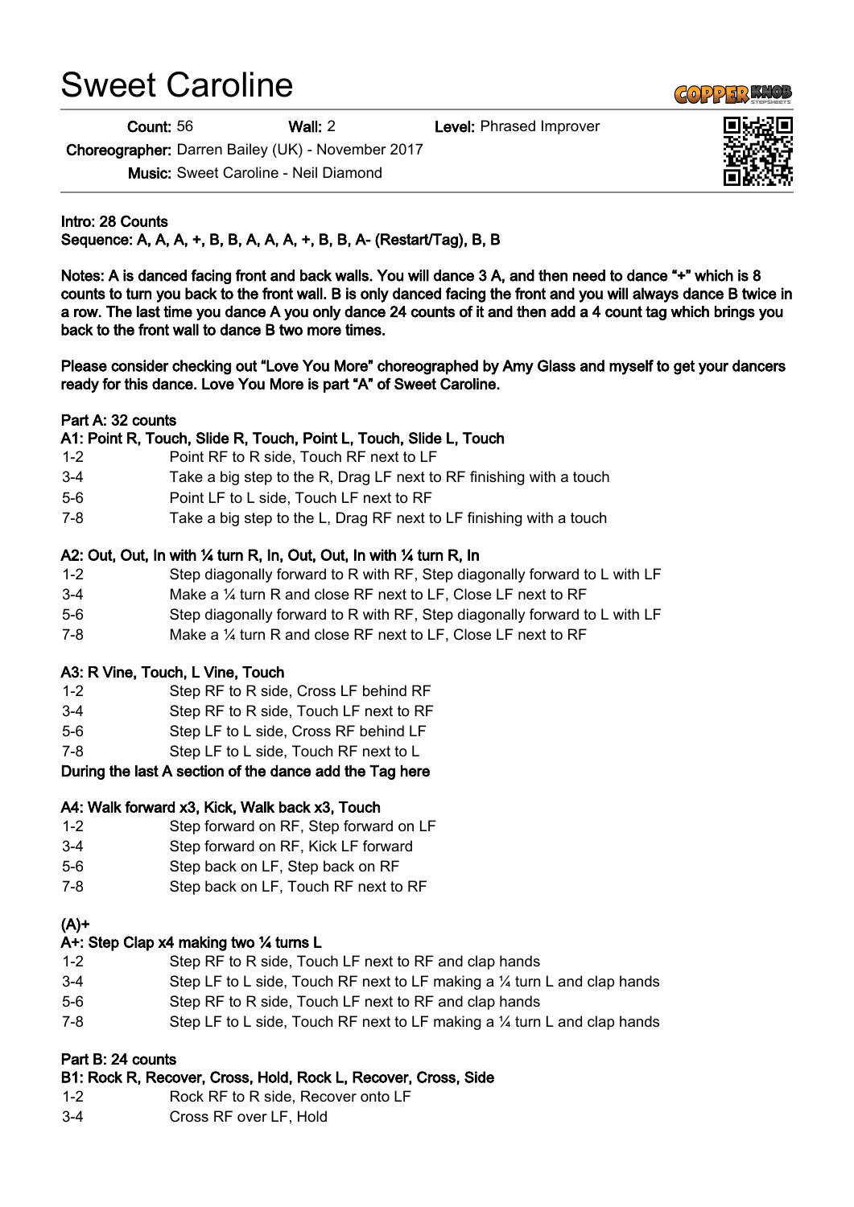# Sweet Caroline

**Count:** 56 **Wall:** 2 **Level:** Phrased Improver

**Choreographer:** Darren Bailey (UK) - November 2017

**Music:** Sweet Caroline - Neil Diamond

**Intro: 28 Counts**
**Sequence: A, A, A, +, B, B, A, A, A, +, B, B, A- (Restart/Tag), B, B**

**Notes: A is danced facing front and back walls. You will dance 3 A, and then need to dance "+" which is 8 counts to turn you back to the front wall. B is only danced facing the front and you will always dance B twice in a row. The last time you dance A you only dance 24 counts of it and then add a 4 count tag which brings you back to the front wall to dance B two more times.**

**Please consider checking out "Love You More" choreographed by Amy Glass and myself to get your dancers ready for this dance. Love You More is part "A" of Sweet Caroline.**

**Part A: 32 counts**

**A1: Point R, Touch, Slide R, Touch, Point L, Touch, Slide L, Touch**

| | |
|---|---|
| 1-2 | Point RF to R side, Touch RF next to LF |
| 3-4 | Take a big step to the R, Drag LF next to RF finishing with a touch |
| 5-6 | Point LF to L side, Touch LF next to RF |
| 7-8 | Take a big step to the L, Drag RF next to LF finishing with a touch |

**A2: Out, Out, In with ¼ turn R, In, Out, Out, In with ¼ turn R, In**

| | |
|---|---|
| 1-2 | Step diagonally forward to R with RF, Step diagonally forward to L with LF |
| 3-4 | Make a ¼ turn R and close RF next to LF, Close LF next to RF |
| 5-6 | Step diagonally forward to R with RF, Step diagonally forward to L with LF |
| 7-8 | Make a ¼ turn R and close RF next to LF, Close LF next to RF |

**A3: R Vine, Touch, L Vine, Touch**

| | |
|---|---|
| 1-2 | Step RF to R side, Cross LF behind RF |
| 3-4 | Step RF to R side, Touch LF next to RF |
| 5-6 | Step LF to L side, Cross RF behind LF |
| 7-8 | Step LF to L side, Touch RF next to L |

**During the last A section of the dance add the Tag here**

**A4: Walk forward x3, Kick, Walk back x3, Touch**

| | |
|---|---|
| 1-2 | Step forward on RF, Step forward on LF |
| 3-4 | Step forward on RF, Kick LF forward |
| 5-6 | Step back on LF, Step back on RF |
| 7-8 | Step back on LF, Touch RF next to RF |

**(A)+**

**A+: Step Clap x4 making two ¼ turns L**

| | |
|---|---|
| 1-2 | Step RF to R side, Touch LF next to RF and clap hands |
| 3-4 | Step LF to L side, Touch RF next to LF making a ¼ turn L and clap hands |
| 5-6 | Step RF to R side, Touch LF next to RF and clap hands |
| 7-8 | Step LF to L side, Touch RF next to LF making a ¼ turn L and clap hands |

**Part B: 24 counts**

**B1: Rock R, Recover, Cross, Hold, Rock L, Recover, Cross, Side**

| | |
|---|---|
| 1-2 | Rock RF to R side, Recover onto LF |
| 3-4 | Cross RF over LF, Hold |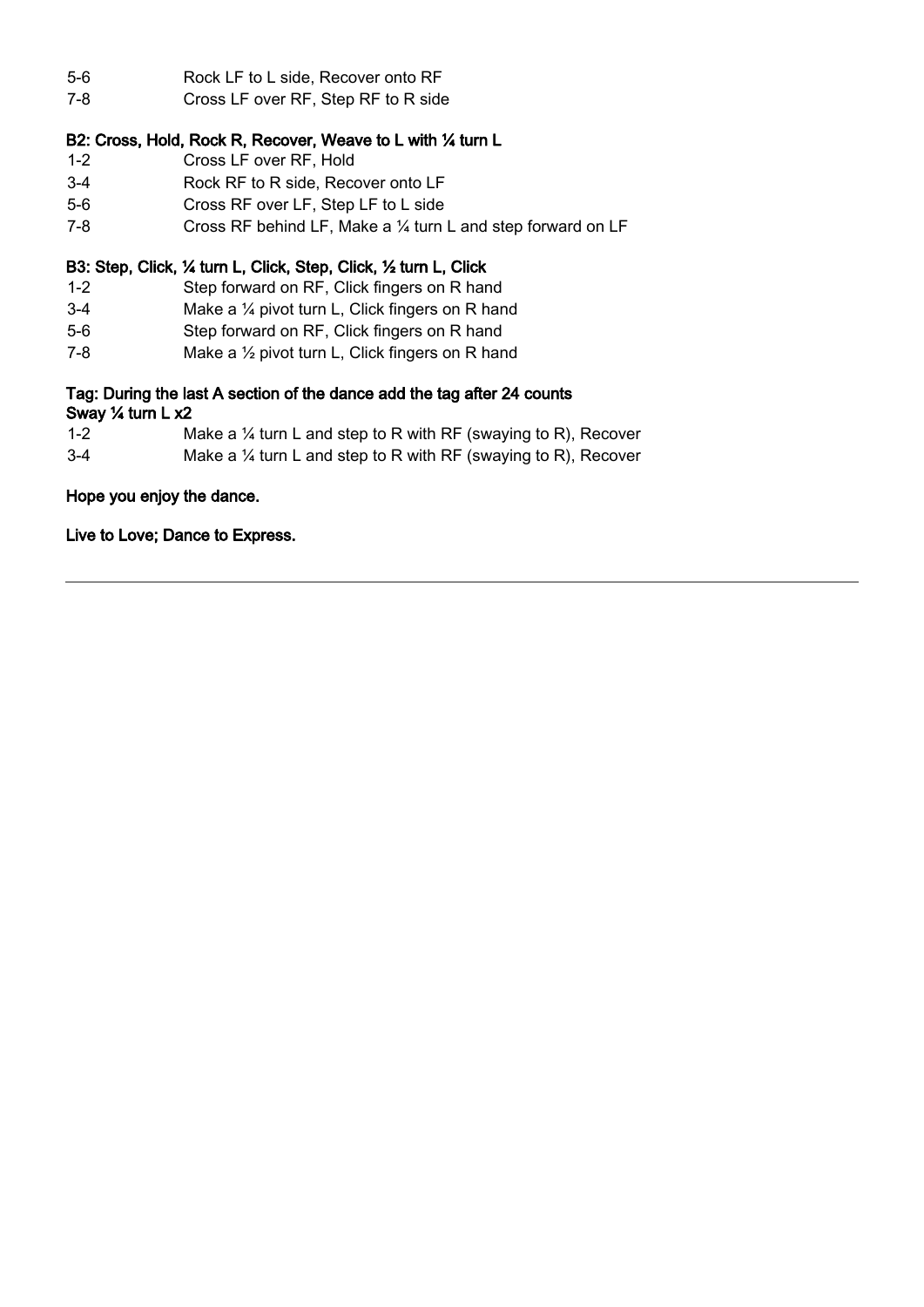| | |
|---|---|
| 5-6 | Rock LF to L side, Recover onto RF |
| 7-8 | Cross LF over RF, Step RF to R side |

**B2: Cross, Hold, Rock R, Recover, Weave to L with ¼ turn L**

| | |
|---|---|
| 1-2 | Cross LF over RF, Hold |
| 3-4 | Rock RF to R side, Recover onto LF |
| 5-6 | Cross RF over LF, Step LF to L side |
| 7-8 | Cross RF behind LF, Make a ¼ turn L and step forward on LF |

**B3: Step, Click, ¼ turn L, Click, Step, Click, ½ turn L, Click**

| | |
|---|---|
| 1-2 | Step forward on RF, Click fingers on R hand |
| 3-4 | Make a ¼ pivot turn L, Click fingers on R hand |
| 5-6 | Step forward on RF, Click fingers on R hand |
| 7-8 | Make a ½ pivot turn L, Click fingers on R hand |

**Tag: During the last A section of the dance add the tag after 24 counts**
**Sway ¼ turn L x2**

| | |
|---|---|
| 1-2 | Make a ¼ turn L and step to R with RF (swaying to R), Recover |
| 3-4 | Make a ¼ turn L and step to R with RF (swaying to R), Recover |

**Hope you enjoy the dance.**

**Live to Love; Dance to Express.**

---